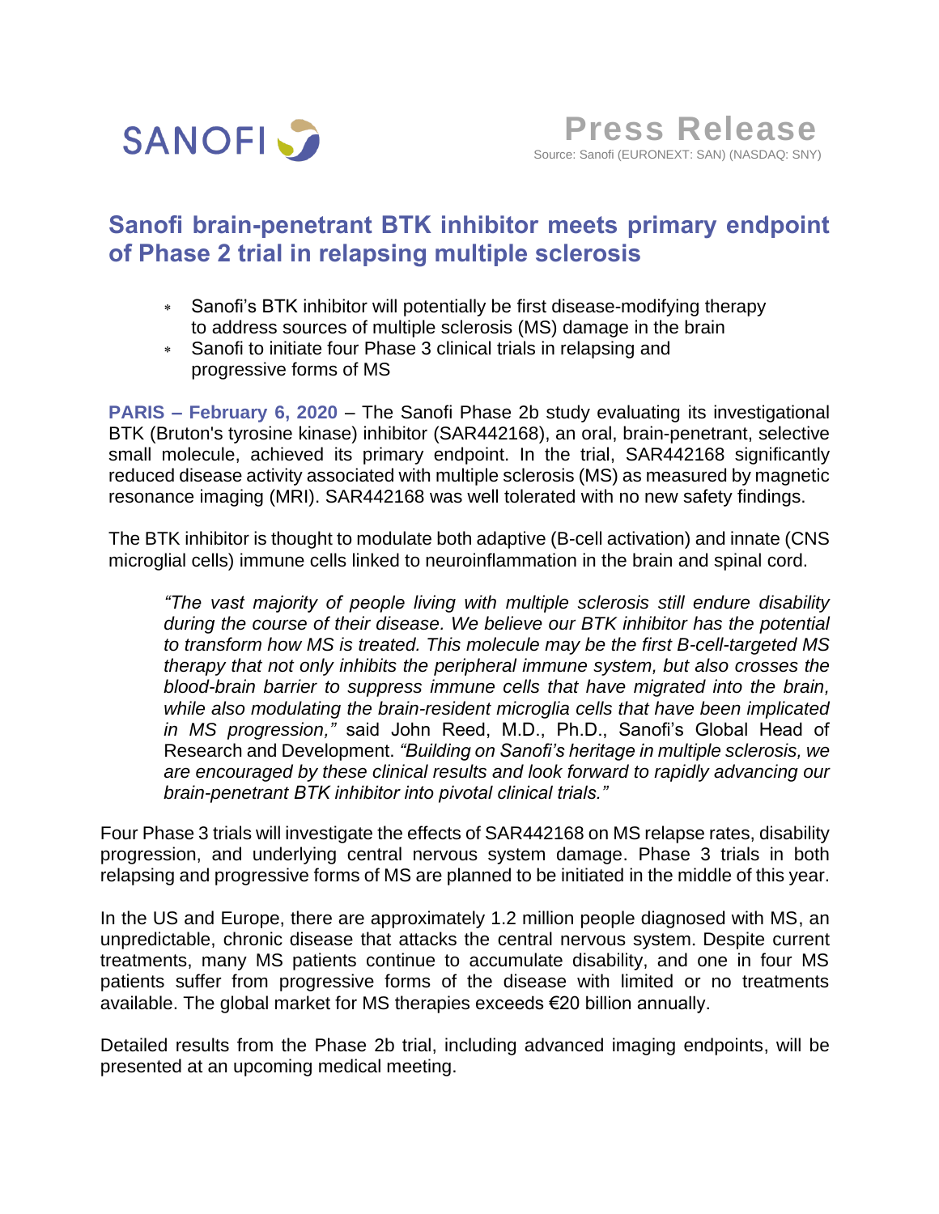SANOFI

# Press Release

Source: Sanofi (EURONEXT: SAN) (NASDAQ: SNY)

## Sanofi brain-penetrant BTK inhibitor meets primary endpoint of Phase 2 trial in relapsing multiple sclerosis

* Sanofi's BTK inhibitor will potentially be first disease-modifying therapy to address sources of multiple sclerosis (MS) damage in the brain
* Sanofi to initiate four Phase 3 clinical trials in relapsing and progressive forms of MS

**PARIS – February 6, 2020** – The Sanofi Phase 2b study evaluating its investigational BTK (Bruton's tyrosine kinase) inhibitor (SAR442168), an oral, brain-penetrant, selective small molecule, achieved its primary endpoint. In the trial, SAR442168 significantly reduced disease activity associated with multiple sclerosis (MS) as measured by magnetic resonance imaging (MRI). SAR442168 was well tolerated with no new safety findings.

The BTK inhibitor is thought to modulate both adaptive (B-cell activation) and innate (CNS microglial cells) immune cells linked to neuroinflammation in the brain and spinal cord.

> *"The vast majority of people living with multiple sclerosis still endure disability during the course of their disease. We believe our BTK inhibitor has the potential to transform how MS is treated. This molecule may be the first B-cell-targeted MS therapy that not only inhibits the peripheral immune system, but also crosses the blood-brain barrier to suppress immune cells that have migrated into the brain, while also modulating the brain-resident microglia cells that have been implicated in MS progression,"* said John Reed, M.D., Ph.D., Sanofi's Global Head of Research and Development. *"Building on Sanofi's heritage in multiple sclerosis, we are encouraged by these clinical results and look forward to rapidly advancing our brain-penetrant BTK inhibitor into pivotal clinical trials."*

Four Phase 3 trials will investigate the effects of SAR442168 on MS relapse rates, disability progression, and underlying central nervous system damage. Phase 3 trials in both relapsing and progressive forms of MS are planned to be initiated in the middle of this year.

In the US and Europe, there are approximately 1.2 million people diagnosed with MS, an unpredictable, chronic disease that attacks the central nervous system. Despite current treatments, many MS patients continue to accumulate disability, and one in four MS patients suffer from progressive forms of the disease with limited or no treatments available. The global market for MS therapies exceeds €20 billion annually.

Detailed results from the Phase 2b trial, including advanced imaging endpoints, will be presented at an upcoming medical meeting.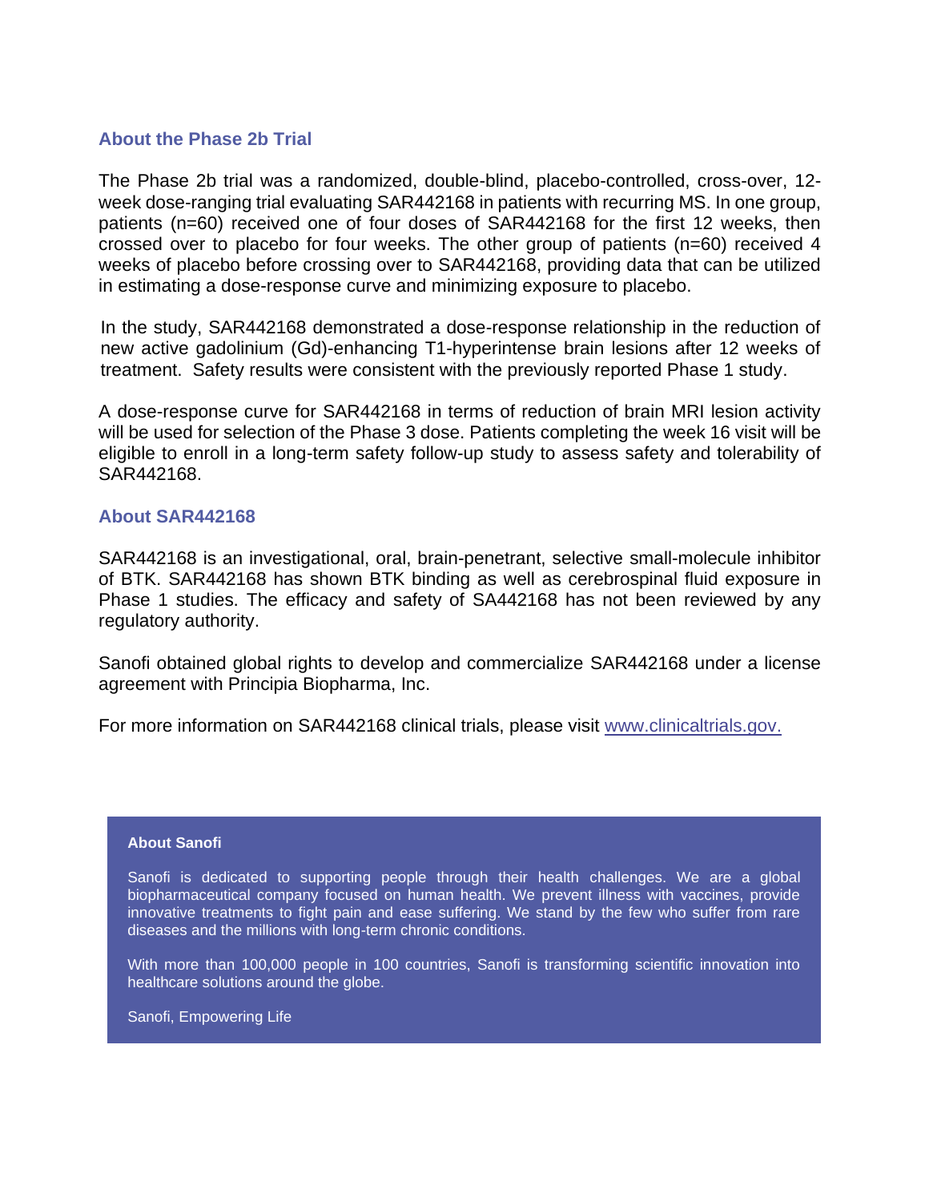## About the Phase 2b Trial

The Phase 2b trial was a randomized, double-blind, placebo-controlled, cross-over, 12-week dose-ranging trial evaluating SAR442168 in patients with recurring MS. In one group, patients (n=60) received one of four doses of SAR442168 for the first 12 weeks, then crossed over to placebo for four weeks. The other group of patients (n=60) received 4 weeks of placebo before crossing over to SAR442168, providing data that can be utilized in estimating a dose-response curve and minimizing exposure to placebo.

In the study, SAR442168 demonstrated a dose-response relationship in the reduction of new active gadolinium (Gd)-enhancing T1-hyperintense brain lesions after 12 weeks of treatment. Safety results were consistent with the previously reported Phase 1 study.

A dose-response curve for SAR442168 in terms of reduction of brain MRI lesion activity will be used for selection of the Phase 3 dose. Patients completing the week 16 visit will be eligible to enroll in a long-term safety follow-up study to assess safety and tolerability of SAR442168.

## About SAR442168

SAR442168 is an investigational, oral, brain-penetrant, selective small-molecule inhibitor of BTK. SAR442168 has shown BTK binding as well as cerebrospinal fluid exposure in Phase 1 studies. The efficacy and safety of SA442168 has not been reviewed by any regulatory authority.

Sanofi obtained global rights to develop and commercialize SAR442168 under a license agreement with Principia Biopharma, Inc.

For more information on SAR442168 clinical trials, please visit www.clinicaltrials.gov.

**About Sanofi**

Sanofi is dedicated to supporting people through their health challenges. We are a global biopharmaceutical company focused on human health. We prevent illness with vaccines, provide innovative treatments to fight pain and ease suffering. We stand by the few who suffer from rare diseases and the millions with long-term chronic conditions.

With more than 100,000 people in 100 countries, Sanofi is transforming scientific innovation into healthcare solutions around the globe.

Sanofi, Empowering Life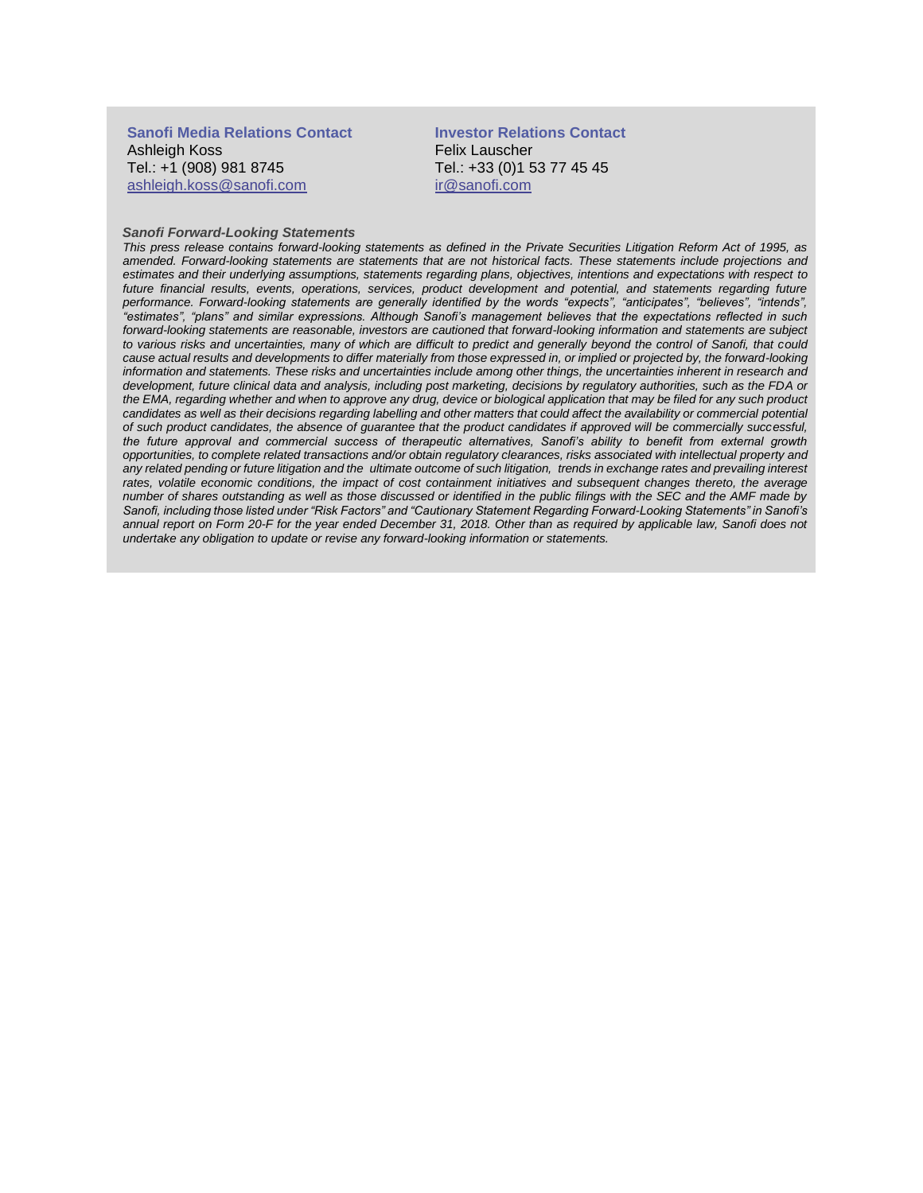**Sanofi Media Relations Contact**
Ashleigh Koss
Tel.: +1 (908) 981 8745
ashleigh.koss@sanofi.com

**Investor Relations Contact**
Felix Lauscher
Tel.: +33 (0)1 53 77 45 45
ir@sanofi.com

***Sanofi Forward-Looking Statements***

*This press release contains forward-looking statements as defined in the Private Securities Litigation Reform Act of 1995, as amended. Forward-looking statements are statements that are not historical facts. These statements include projections and estimates and their underlying assumptions, statements regarding plans, objectives, intentions and expectations with respect to future financial results, events, operations, services, product development and potential, and statements regarding future performance. Forward-looking statements are generally identified by the words "expects", "anticipates", "believes", "intends", "estimates", "plans" and similar expressions. Although Sanofi's management believes that the expectations reflected in such forward-looking statements are reasonable, investors are cautioned that forward-looking information and statements are subject to various risks and uncertainties, many of which are difficult to predict and generally beyond the control of Sanofi, that could cause actual results and developments to differ materially from those expressed in, or implied or projected by, the forward-looking information and statements. These risks and uncertainties include among other things, the uncertainties inherent in research and development, future clinical data and analysis, including post marketing, decisions by regulatory authorities, such as the FDA or the EMA, regarding whether and when to approve any drug, device or biological application that may be filed for any such product candidates as well as their decisions regarding labelling and other matters that could affect the availability or commercial potential of such product candidates, the absence of guarantee that the product candidates if approved will be commercially successful, the future approval and commercial success of therapeutic alternatives, Sanofi's ability to benefit from external growth opportunities, to complete related transactions and/or obtain regulatory clearances, risks associated with intellectual property and any related pending or future litigation and the ultimate outcome of such litigation, trends in exchange rates and prevailing interest rates, volatile economic conditions, the impact of cost containment initiatives and subsequent changes thereto, the average number of shares outstanding as well as those discussed or identified in the public filings with the SEC and the AMF made by Sanofi, including those listed under "Risk Factors" and "Cautionary Statement Regarding Forward-Looking Statements" in Sanofi's annual report on Form 20-F for the year ended December 31, 2018. Other than as required by applicable law, Sanofi does not undertake any obligation to update or revise any forward-looking information or statements.*